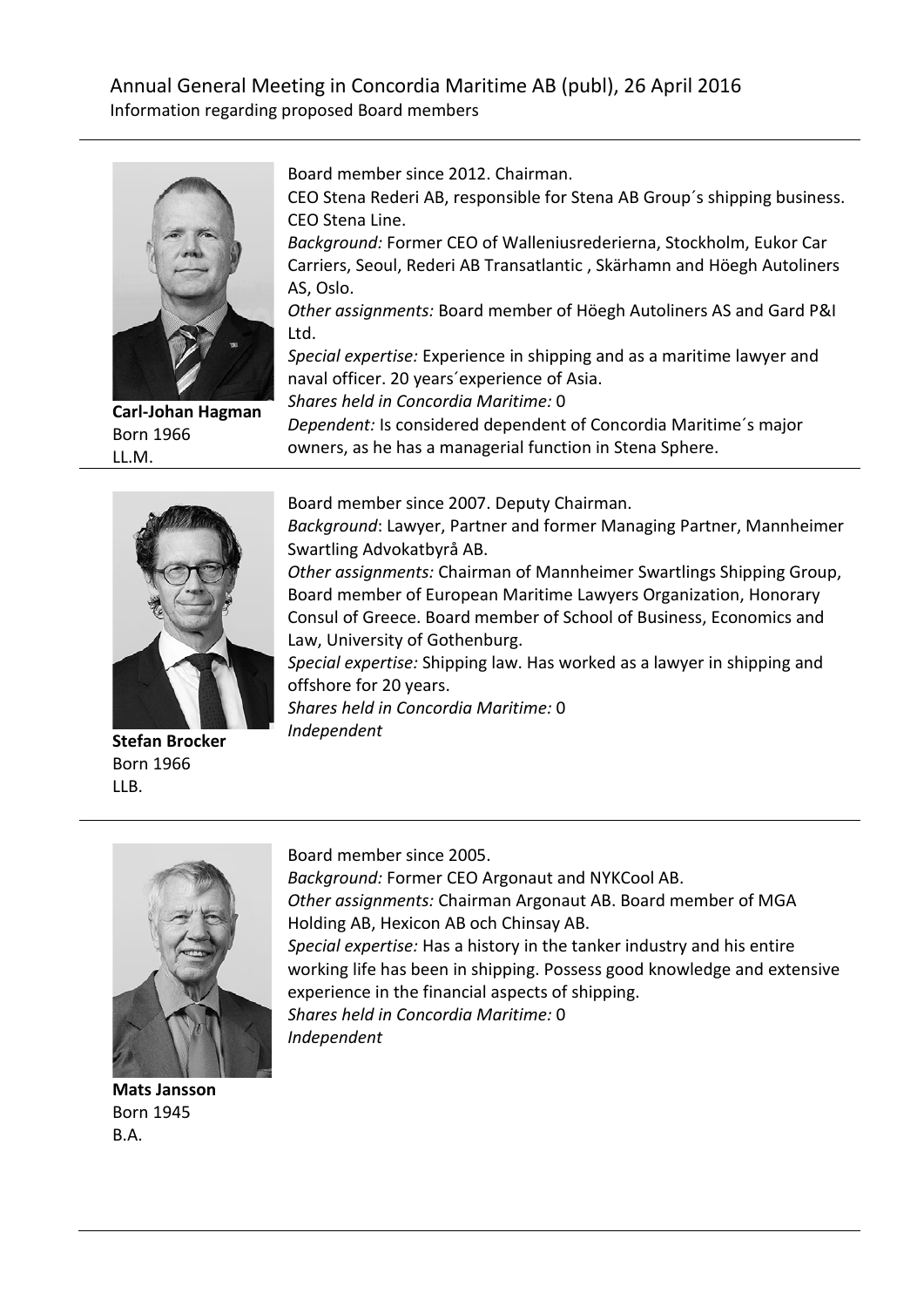# Annual General Meeting in Concordia Maritime AB (publ), 26 April 2016

Information regarding proposed Board members

---

**Carl-Johan Hagman**
Born 1966
LL.M.

Board member since 2012. Chairman.
CEO Stena Rederi AB, responsible for Stena AB Group´s shipping business. CEO Stena Line.
*Background:* Former CEO of Walleniusrederierna, Stockholm, Eukor Car Carriers, Seoul, Rederi AB Transatlantic , Skärhamn and Höegh Autoliners AS, Oslo.
*Other assignments:* Board member of Höegh Autoliners AS and Gard P&I Ltd.
*Special expertise:* Experience in shipping and as a maritime lawyer and naval officer. 20 years´experience of Asia.
*Shares held in Concordia Maritime:* 0
*Dependent:* Is considered dependent of Concordia Maritime´s major owners, as he has a managerial function in Stena Sphere.

---

**Stefan Brocker**
Born 1966
LLB.

Board member since 2007. Deputy Chairman.
*Background*: Lawyer, Partner and former Managing Partner, Mannheimer Swartling Advokatbyrå AB.
*Other assignments:* Chairman of Mannheimer Swartlings Shipping Group, Board member of European Maritime Lawyers Organization, Honorary Consul of Greece. Board member of School of Business, Economics and Law, University of Gothenburg.
*Special expertise:* Shipping law. Has worked as a lawyer in shipping and offshore for 20 years.
*Shares held in Concordia Maritime:* 0
*Independent*

---

**Mats Jansson**
Born 1945
B.A.

Board member since 2005.
*Background:* Former CEO Argonaut and NYKCool AB.
*Other assignments:* Chairman Argonaut AB. Board member of MGA Holding AB, Hexicon AB och Chinsay AB.
*Special expertise:* Has a history in the tanker industry and his entire working life has been in shipping. Possess good knowledge and extensive experience in the financial aspects of shipping.
*Shares held in Concordia Maritime:* 0
*Independent*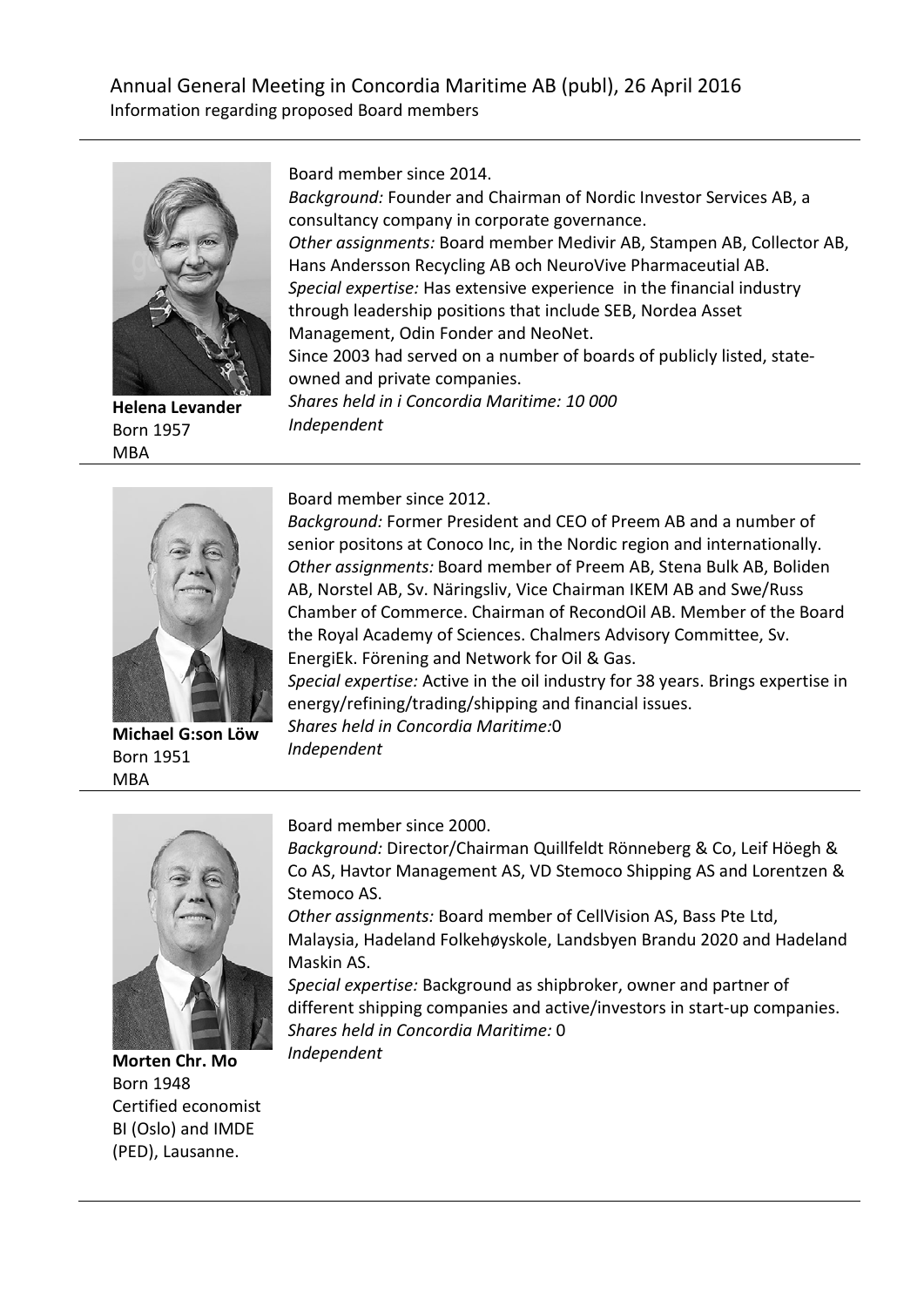Annual General Meeting in Concordia Maritime AB (publ), 26 April 2016
Information regarding proposed Board members

---

**Helena Levander**
Born 1957
MBA

Board member since 2014.
*Background:* Founder and Chairman of Nordic Investor Services AB, a consultancy company in corporate governance.
*Other assignments:* Board member Medivir AB, Stampen AB, Collector AB, Hans Andersson Recycling AB och NeuroVive Pharmaceutial AB.
*Special expertise:* Has extensive experience in the financial industry through leadership positions that include SEB, Nordea Asset Management, Odin Fonder and NeoNet.
Since 2003 had served on a number of boards of publicly listed, state-owned and private companies.
*Shares held in i Concordia Maritime: 10 000*
*Independent*

---

**Michael G:son Löw**
Born 1951
MBA

Board member since 2012.
*Background:* Former President and CEO of Preem AB and a number of senior positons at Conoco Inc, in the Nordic region and internationally.
*Other assignments:* Board member of Preem AB, Stena Bulk AB, Boliden AB, Norstel AB, Sv. Näringsliv, Vice Chairman IKEM AB and Swe/Russ Chamber of Commerce. Chairman of RecondOil AB. Member of the Board the Royal Academy of Sciences. Chalmers Advisory Committee, Sv. EnergiEk. Förening and Network for Oil & Gas.
*Special expertise:* Active in the oil industry for 38 years. Brings expertise in energy/refining/trading/shipping and financial issues.
*Shares held in Concordia Maritime:*0
*Independent*

---

**Morten Chr. Mo**
Born 1948
Certified economist BI (Oslo) and IMDE (PED), Lausanne.

Board member since 2000.
*Background:* Director/Chairman Quillfeldt Rönneberg & Co, Leif Höegh & Co AS, Havtor Management AS, VD Stemoco Shipping AS and Lorentzen & Stemoco AS.
*Other assignments:* Board member of CellVision AS, Bass Pte Ltd, Malaysia, Hadeland Folkehøyskole, Landsbyen Brandu 2020 and Hadeland Maskin AS.
*Special expertise:* Background as shipbroker, owner and partner of different shipping companies and active/investors in start-up companies.
*Shares held in Concordia Maritime:* 0
*Independent*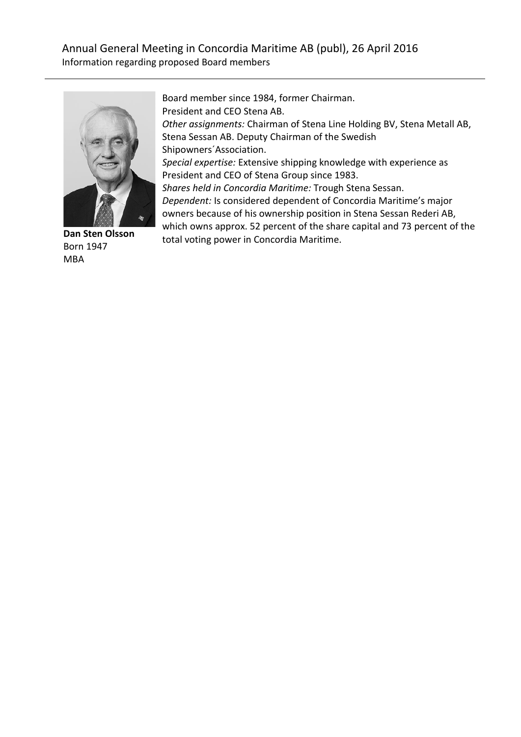Annual General Meeting in Concordia Maritime AB (publ), 26 April 2016
Information regarding proposed Board members

**Dan Sten Olsson**
Born 1947
MBA

Board member since 1984, former Chairman.
President and CEO Stena AB.
*Other assignments:* Chairman of Stena Line Holding BV, Stena Metall AB, Stena Sessan AB. Deputy Chairman of the Swedish Shipowners´Association.
*Special expertise:* Extensive shipping knowledge with experience as President and CEO of Stena Group since 1983.
*Shares held in Concordia Maritime:* Trough Stena Sessan.
*Dependent:* Is considered dependent of Concordia Maritime's major owners because of his ownership position in Stena Sessan Rederi AB, which owns approx. 52 percent of the share capital and 73 percent of the total voting power in Concordia Maritime.